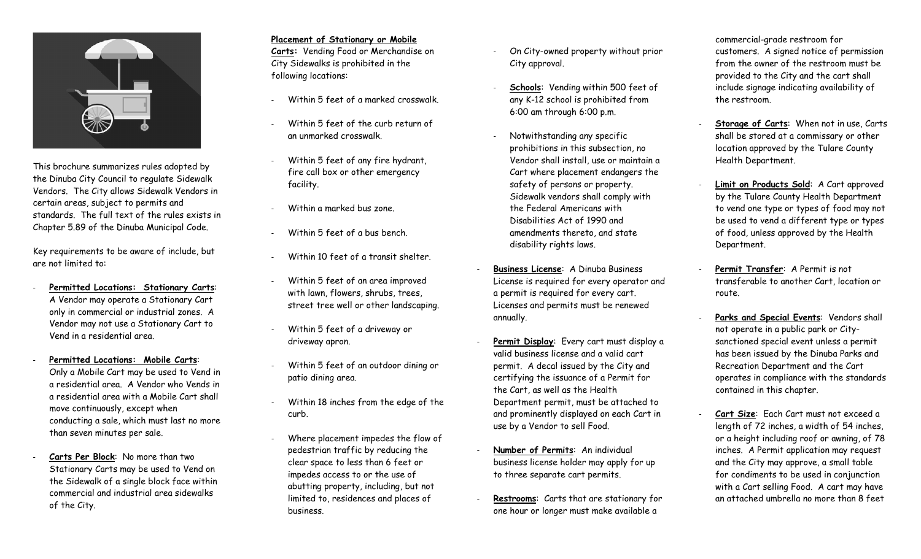This brochure summarizes rules adopted by the Dinuba City Council to regulate Sidewalk Vendors. The City allows Sidewalk Vendors in certain areas, subject to permits and standards. The full text of the rules exists in Chapter 5.89 of the Dinuba Municipal Code.

Key requirements to be aware of include, but are not limited to:

- **Permitted Locations: Stationary Carts**: A Vendor may operate a Stationary Cart only in commercial or industrial zones. A Vendor may not use a Stationary Cart to Vend in a residential area.

- **Permitted Locations: Mobile Carts**: Only a Mobile Cart may be used to Vend in a residential area. A Vendor who Vends in a residential area with a Mobile Cart shall move continuously, except when conducting a sale, which must last no more than seven minutes per sale.

- **Carts Per Block**: No more than two Stationary Carts may be used to Vend on the Sidewalk of a single block face within commercial and industrial area sidewalks of the City.

**Placement of Stationary or Mobile Carts:** Vending Food or Merchandise on City Sidewalks is prohibited in the following locations:

- Within 5 feet of a marked crosswalk.
- Within 5 feet of the curb return of an unmarked crosswalk.
- Within 5 feet of any fire hydrant, fire call box or other emergency facility.
- Within a marked bus zone.
- Within 5 feet of a bus bench.
- Within 10 feet of a transit shelter.
- Within 5 feet of an area improved with lawn, flowers, shrubs, trees, street tree well or other landscaping.
- Within 5 feet of a driveway or driveway apron.
- Within 5 feet of an outdoor dining or patio dining area.
- Within 18 inches from the edge of the curb.
- Where placement impedes the flow of pedestrian traffic by reducing the clear space to less than 6 feet or impedes access to or the use of abutting property, including, but not limited to, residences and places of business.
- On City-owned property without prior City approval.
- **Schools**: Vending within 500 feet of any K-12 school is prohibited from 6:00 am through 6:00 p.m.
- Notwithstanding any specific prohibitions in this subsection, no Vendor shall install, use or maintain a Cart where placement endangers the safety of persons or property. Sidewalk vendors shall comply with the Federal Americans with Disabilities Act of 1990 and amendments thereto, and state disability rights laws.

- **Business License**: A Dinuba Business License is required for every operator and a permit is required for every cart. Licenses and permits must be renewed annually.

- **Permit Display**: Every cart must display a valid business license and a valid cart permit. A decal issued by the City and certifying the issuance of a Permit for the Cart, as well as the Health Department permit, must be attached to and prominently displayed on each Cart in use by a Vendor to sell Food.

- **Number of Permits**: An individual business license holder may apply for up to three separate cart permits.

- **Restrooms**: Carts that are stationary for one hour or longer must make available a commercial-grade restroom for customers. A signed notice of permission from the owner of the restroom must be provided to the City and the cart shall include signage indicating availability of the restroom.

- **Storage of Carts**: When not in use, Carts shall be stored at a commissary or other location approved by the Tulare County Health Department.

- **Limit on Products Sold**: A Cart approved by the Tulare County Health Department to vend one type or types of food may not be used to vend a different type or types of food, unless approved by the Health Department.

- **Permit Transfer**: A Permit is not transferable to another Cart, location or route.

- **Parks and Special Events**: Vendors shall not operate in a public park or City-sanctioned special event unless a permit has been issued by the Dinuba Parks and Recreation Department and the Cart operates in compliance with the standards contained in this chapter.

- **Cart Size**: Each Cart must not exceed a length of 72 inches, a width of 54 inches, or a height including roof or awning, of 78 inches. A Permit application may request and the City may approve, a small table for condiments to be used in conjunction with a Cart selling Food. A cart may have an attached umbrella no more than 8 feet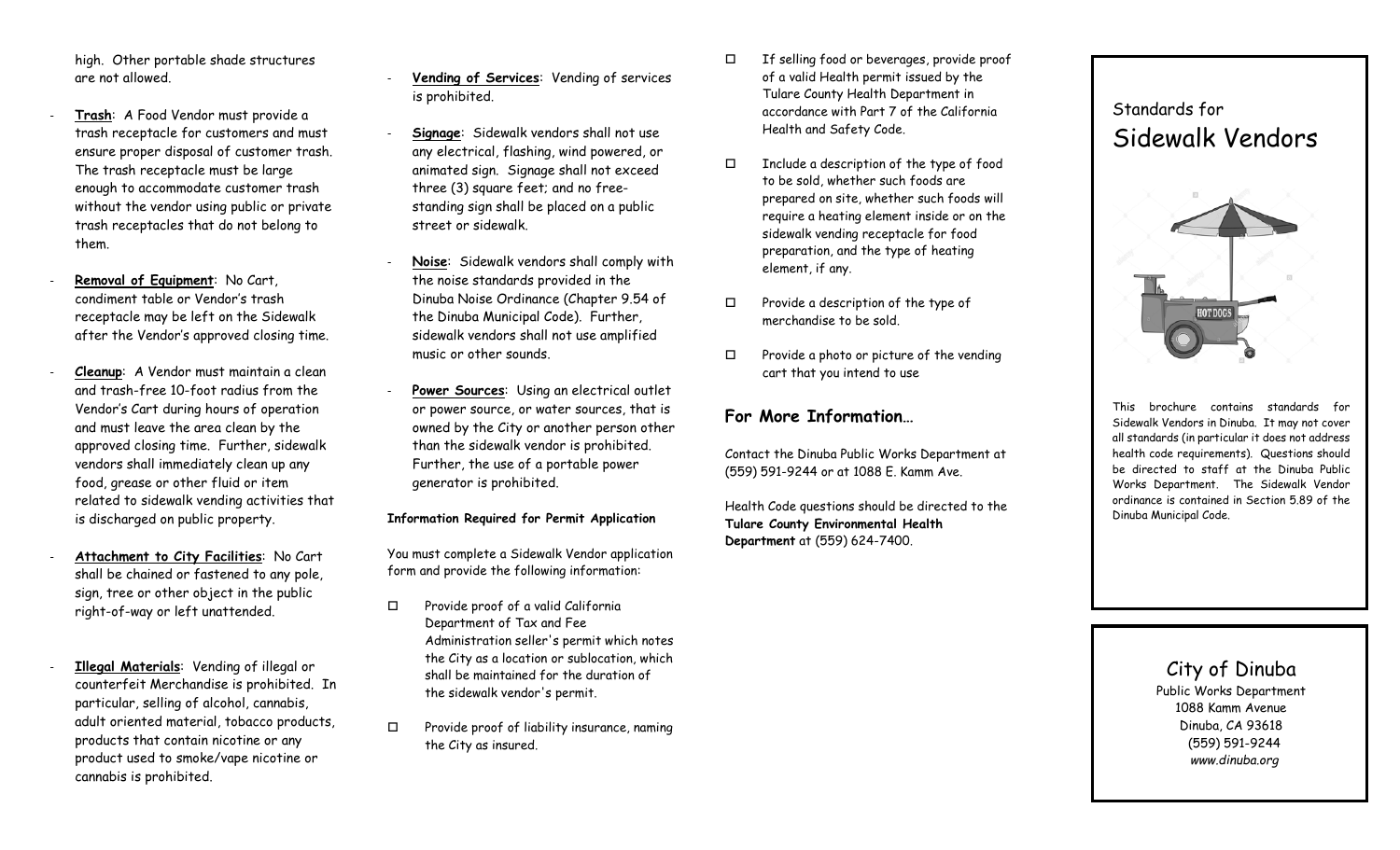high. Other portable shade structures are not allowed.

- **Trash**: A Food Vendor must provide a trash receptacle for customers and must ensure proper disposal of customer trash. The trash receptacle must be large enough to accommodate customer trash without the vendor using public or private trash receptacles that do not belong to them.

- **Removal of Equipment**: No Cart, condiment table or Vendor's trash receptacle may be left on the Sidewalk after the Vendor's approved closing time.

- **Cleanup**: A Vendor must maintain a clean and trash-free 10-foot radius from the Vendor's Cart during hours of operation and must leave the area clean by the approved closing time. Further, sidewalk vendors shall immediately clean up any food, grease or other fluid or item related to sidewalk vending activities that is discharged on public property.

- **Attachment to City Facilities**: No Cart shall be chained or fastened to any pole, sign, tree or other object in the public right-of-way or left unattended.

- **Illegal Materials**: Vending of illegal or counterfeit Merchandise is prohibited. In particular, selling of alcohol, cannabis, adult oriented material, tobacco products, products that contain nicotine or any product used to smoke/vape nicotine or cannabis is prohibited.

- **Vending of Services**: Vending of services is prohibited.

- **Signage**: Sidewalk vendors shall not use any electrical, flashing, wind powered, or animated sign. Signage shall not exceed three (3) square feet; and no free-standing sign shall be placed on a public street or sidewalk.

- **Noise**: Sidewalk vendors shall comply with the noise standards provided in the Dinuba Noise Ordinance (Chapter 9.54 of the Dinuba Municipal Code). Further, sidewalk vendors shall not use amplified music or other sounds.

- **Power Sources**: Using an electrical outlet or power source, or water sources, that is owned by the City or another person other than the sidewalk vendor is prohibited. Further, the use of a portable power generator is prohibited.

**Information Required for Permit Application**

You must complete a Sidewalk Vendor application form and provide the following information:

- ☐ Provide proof of a valid California Department of Tax and Fee Administration seller's permit which notes the City as a location or sublocation, which shall be maintained for the duration of the sidewalk vendor's permit.

- ☐ Provide proof of liability insurance, naming the City as insured.

- ☐ If selling food or beverages, provide proof of a valid Health permit issued by the Tulare County Health Department in accordance with Part 7 of the California Health and Safety Code.

- ☐ Include a description of the type of food to be sold, whether such foods are prepared on site, whether such foods will require a heating element inside or on the sidewalk vending receptacle for food preparation, and the type of heating element, if any.

- ☐ Provide a description of the type of merchandise to be sold.

- ☐ Provide a photo or picture of the vending cart that you intend to use

## For More Information…

Contact the Dinuba Public Works Department at (559) 591-9244 or at 1088 E. Kamm Ave.

Health Code questions should be directed to the **Tulare County Environmental Health Department** at (559) 624-7400.

# Standards for Sidewalk Vendors

This brochure contains standards for Sidewalk Vendors in Dinuba. It may not cover all standards (in particular it does not address health code requirements). Questions should be directed to staff at the Dinuba Public Works Department. The Sidewalk Vendor ordinance is contained in Section 5.89 of the Dinuba Municipal Code.

City of Dinuba
Public Works Department
1088 Kamm Avenue
Dinuba, CA 93618
(559) 591-9244
*www.dinuba.org*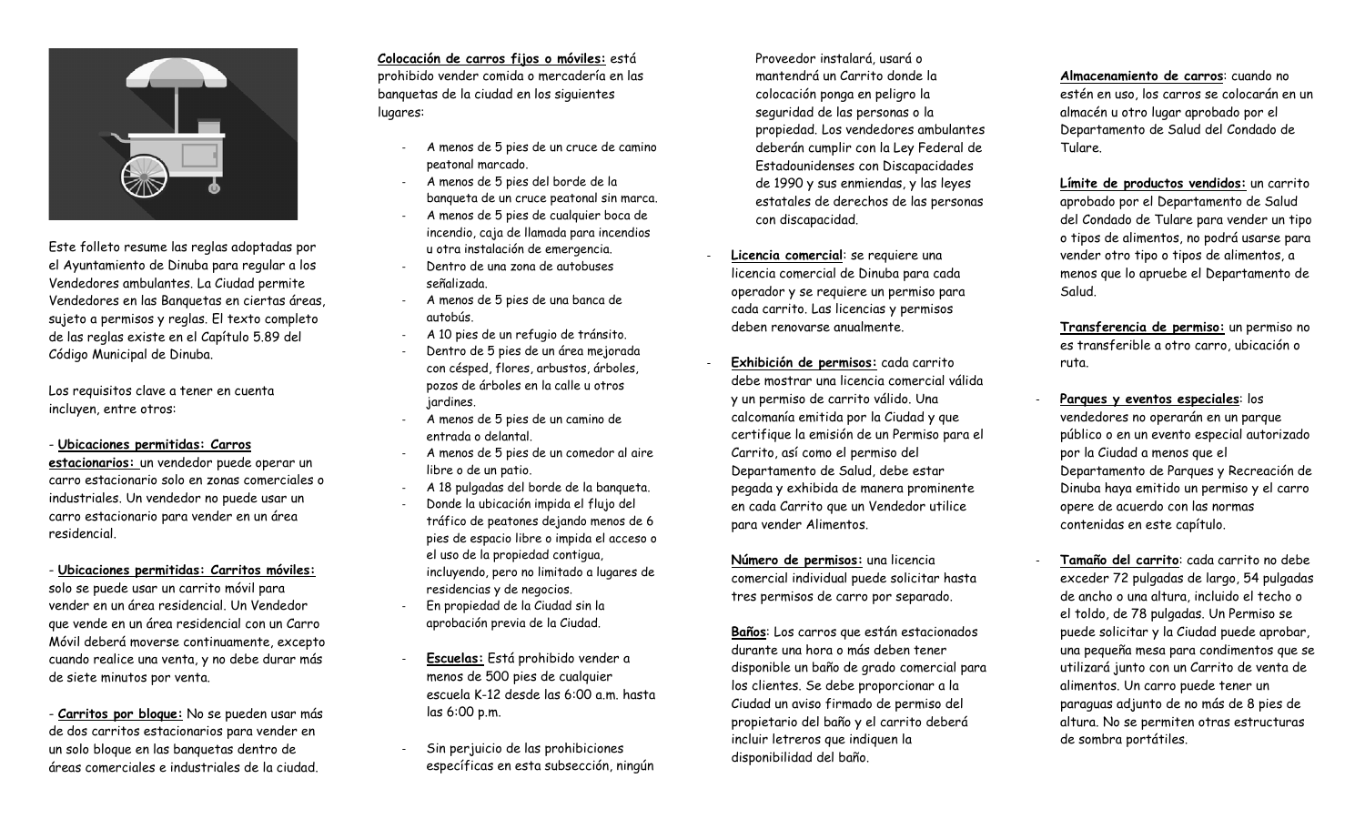Este folleto resume las reglas adoptadas por el Ayuntamiento de Dinuba para regular a los Vendedores ambulantes. La Ciudad permite Vendedores en las Banquetas en ciertas áreas, sujeto a permisos y reglas. El texto completo de las reglas existe en el Capítulo 5.89 del Código Municipal de Dinuba.

Los requisitos clave a tener en cuenta incluyen, entre otros:

- **Ubicaciones permitidas: Carros estacionarios:** un vendedor puede operar un carro estacionario solo en zonas comerciales o industriales. Un vendedor no puede usar un carro estacionario para vender en un área residencial.

- **Ubicaciones permitidas: Carritos móviles:** solo se puede usar un carrito móvil para vender en un área residencial. Un Vendedor que vende en un área residencial con un Carro Móvil deberá moverse continuamente, excepto cuando realice una venta, y no debe durar más de siete minutos por venta.

- **Carritos por bloque:** No se pueden usar más de dos carritos estacionarios para vender en un solo bloque en las banquetas dentro de áreas comerciales e industriales de la ciudad.

**Colocación de carros fijos o móviles:** está prohibido vender comida o mercadería en las banquetas de la ciudad en los siguientes lugares:

- A menos de 5 pies de un cruce de camino peatonal marcado.
- A menos de 5 pies del borde de la banqueta de un cruce peatonal sin marca.
- A menos de 5 pies de cualquier boca de incendio, caja de llamada para incendios u otra instalación de emergencia.
- Dentro de una zona de autobuses señalizada.
- A menos de 5 pies de una banca de autobús.
- A 10 pies de un refugio de tránsito.
- Dentro de 5 pies de un área mejorada con césped, flores, arbustos, árboles, pozos de árboles en la calle u otros jardines.
- A menos de 5 pies de un camino de entrada o delantal.
- A menos de 5 pies de un comedor al aire libre o de un patio.
- A 18 pulgadas del borde de la banqueta.
- Donde la ubicación impida el flujo del tráfico de peatones dejando menos de 6 pies de espacio libre o impida el acceso o el uso de la propiedad contigua, incluyendo, pero no limitado a lugares de residencias y de negocios.
- En propiedad de la Ciudad sin la aprobación previa de la Ciudad.

- **Escuelas:** Está prohibido vender a menos de 500 pies de cualquier escuela K-12 desde las 6:00 a.m. hasta las 6:00 p.m.

- Sin perjuicio de las prohibiciones específicas en esta subsección, ningún Proveedor instalará, usará o mantendrá un Carrito donde la colocación ponga en peligro la seguridad de las personas o la propiedad. Los vendedores ambulantes deberán cumplir con la Ley Federal de Estadounidenses con Discapacidades de 1990 y sus enmiendas, y las leyes estatales de derechos de las personas con discapacidad.

- **Licencia comercial**: se requiere una licencia comercial de Dinuba para cada operador y se requiere un permiso para cada carrito. Las licencias y permisos deben renovarse anualmente.

- **Exhibición de permisos:** cada carrito debe mostrar una licencia comercial válida y un permiso de carrito válido. Una calcomanía emitida por la Ciudad y que certifique la emisión de un Permiso para el Carrito, así como el permiso del Departamento de Salud, debe estar pegada y exhibida de manera prominente en cada Carrito que un Vendedor utilice para vender Alimentos.

  **Número de permisos:** una licencia comercial individual puede solicitar hasta tres permisos de carro por separado.

  **Baños**: Los carros que están estacionados durante una hora o más deben tener disponible un baño de grado comercial para los clientes. Se debe proporcionar a la Ciudad un aviso firmado de permiso del propietario del baño y el carrito deberá incluir letreros que indiquen la disponibilidad del baño.

  **Almacenamiento de carros**: cuando no estén en uso, los carros se colocarán en un almacén u otro lugar aprobado por el Departamento de Salud del Condado de Tulare.

  **Límite de productos vendidos:** un carrito aprobado por el Departamento de Salud del Condado de Tulare para vender un tipo o tipos de alimentos, no podrá usarse para vender otro tipo o tipos de alimentos, a menos que lo apruebe el Departamento de Salud.

  **Transferencia de permiso:** un permiso no es transferible a otro carro, ubicación o ruta.

- **Parques y eventos especiales**: los vendedores no operarán en un parque público o en un evento especial autorizado por la Ciudad a menos que el Departamento de Parques y Recreación de Dinuba haya emitido un permiso y el carro opere de acuerdo con las normas contenidas en este capítulo.

- **Tamaño del carrito**: cada carrito no debe exceder 72 pulgadas de largo, 54 pulgadas de ancho o una altura, incluido el techo o el toldo, de 78 pulgadas. Un Permiso se puede solicitar y la Ciudad puede aprobar, una pequeña mesa para condimentos que se utilizará junto con un Carrito de venta de alimentos. Un carro puede tener un paraguas adjunto de no más de 8 pies de altura. No se permiten otras estructuras de sombra portátiles.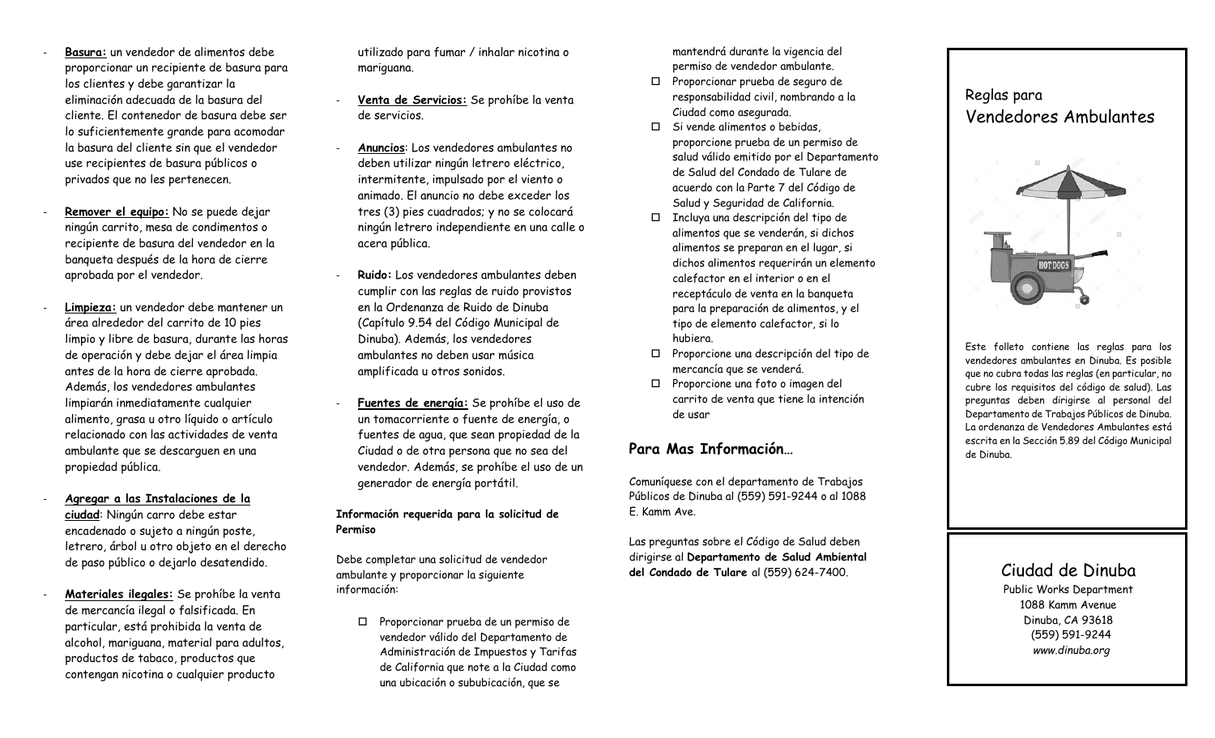- **Basura:** un vendedor de alimentos debe proporcionar un recipiente de basura para los clientes y debe garantizar la eliminación adecuada de la basura del cliente. El contenedor de basura debe ser lo suficientemente grande para acomodar la basura del cliente sin que el vendedor use recipientes de basura públicos o privados que no les pertenecen.

- **Remover el equipo:** No se puede dejar ningún carrito, mesa de condimentos o recipiente de basura del vendedor en la banqueta después de la hora de cierre aprobada por el vendedor.

- **Limpieza:** un vendedor debe mantener un área alrededor del carrito de 10 pies limpio y libre de basura, durante las horas de operación y debe dejar el área limpia antes de la hora de cierre aprobada. Además, los vendedores ambulantes limpiarán inmediatamente cualquier alimento, grasa u otro líquido o artículo relacionado con las actividades de venta ambulante que se descarguen en una propiedad pública.

- **Agregar a las Instalaciones de la ciudad**: Ningún carro debe estar encadenado o sujeto a ningún poste, letrero, árbol u otro objeto en el derecho de paso público o dejarlo desatendido.

- **Materiales ilegales:** Se prohíbe la venta de mercancía ilegal o falsificada. En particular, está prohibida la venta de alcohol, mariguana, material para adultos, productos de tabaco, productos que contengan nicotina o cualquier producto utilizado para fumar / inhalar nicotina o mariguana.

- **Venta de Servicios:** Se prohíbe la venta de servicios.

- **Anuncios**: Los vendedores ambulantes no deben utilizar ningún letrero eléctrico, intermitente, impulsado por el viento o animado. El anuncio no debe exceder los tres (3) pies cuadrados; y no se colocará ningún letrero independiente en una calle o acera pública.

- **Ruido:** Los vendedores ambulantes deben cumplir con las reglas de ruido provistos en la Ordenanza de Ruido de Dinuba (Capítulo 9.54 del Código Municipal de Dinuba). Además, los vendedores ambulantes no deben usar música amplificada u otros sonidos.

- **Fuentes de energía:** Se prohíbe el uso de un tomacorriente o fuente de energía, o fuentes de agua, que sean propiedad de la Ciudad o de otra persona que no sea del vendedor. Además, se prohíbe el uso de un generador de energía portátil.

**Información requerida para la solicitud de Permiso**

Debe completar una solicitud de vendedor ambulante y proporcionar la siguiente información:

- ☐ Proporcionar prueba de un permiso de vendedor válido del Departamento de Administración de Impuestos y Tarifas de California que note a la Ciudad como una ubicación o sububicación, que se mantendrá durante la vigencia del permiso de vendedor ambulante.
- ☐ Proporcionar prueba de seguro de responsabilidad civil, nombrando a la Ciudad como asegurada.
- ☐ Si vende alimentos o bebidas, proporcione prueba de un permiso de salud válido emitido por el Departamento de Salud del Condado de Tulare de acuerdo con la Parte 7 del Código de Salud y Seguridad de California.
- ☐ Incluya una descripción del tipo de alimentos que se venderán, si dichos alimentos se preparan en el lugar, si dichos alimentos requerirán un elemento calefactor en el interior o en el receptáculo de venta en la banqueta para la preparación de alimentos, y el tipo de elemento calefactor, si lo hubiera.
- ☐ Proporcione una descripción del tipo de mercancía que se venderá.
- ☐ Proporcione una foto o imagen del carrito de venta que tiene la intención de usar

## Para Mas Información…

Comuníquese con el departamento de Trabajos Públicos de Dinuba al (559) 591-9244 o al 1088 E. Kamm Ave.

Las preguntas sobre el Código de Salud deben dirigirse al **Departamento de Salud Ambiental del Condado de Tulare** al (559) 624-7400.

# Reglas para Vendedores Ambulantes

Este folleto contiene las reglas para los vendedores ambulantes en Dinuba. Es posible que no cubra todas las reglas (en particular, no cubre los requisitos del código de salud). Las preguntas deben dirigirse al personal del Departamento de Trabajos Públicos de Dinuba. La ordenanza de Vendedores Ambulantes está escrita en la Sección 5.89 del Código Municipal de Dinuba.

## Ciudad de Dinuba

Public Works Department
1088 Kamm Avenue
Dinuba, CA 93618
(559) 591-9244
*www.dinuba.org*